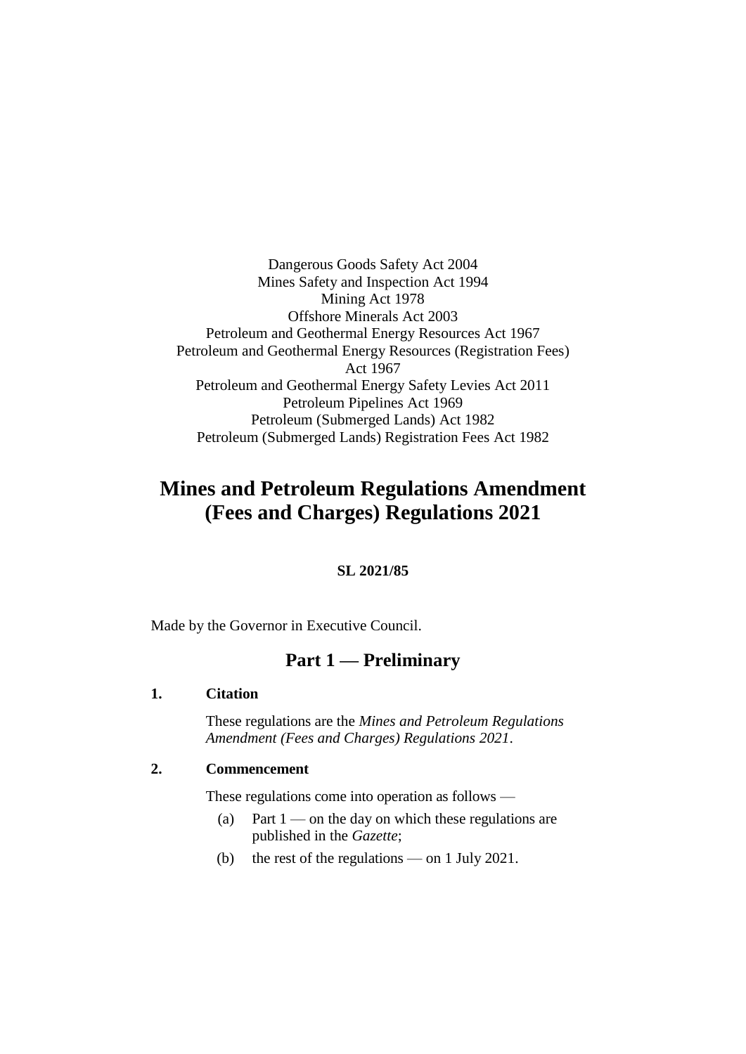Dangerous Goods Safety Act 2004
Mines Safety and Inspection Act 1994
Mining Act 1978
Offshore Minerals Act 2003
Petroleum and Geothermal Energy Resources Act 1967
Petroleum and Geothermal Energy Resources (Registration Fees) Act 1967
Petroleum and Geothermal Energy Safety Levies Act 2011
Petroleum Pipelines Act 1969
Petroleum (Submerged Lands) Act 1982
Petroleum (Submerged Lands) Registration Fees Act 1982

# Mines and Petroleum Regulations Amendment (Fees and Charges) Regulations 2021

**SL 2021/85**

Made by the Governor in Executive Council.

## Part 1 — Preliminary

### 1. Citation

These regulations are the *Mines and Petroleum Regulations Amendment (Fees and Charges) Regulations 2021*.

### 2. Commencement

These regulations come into operation as follows —

(a) Part 1 — on the day on which these regulations are published in the *Gazette*;

(b) the rest of the regulations — on 1 July 2021.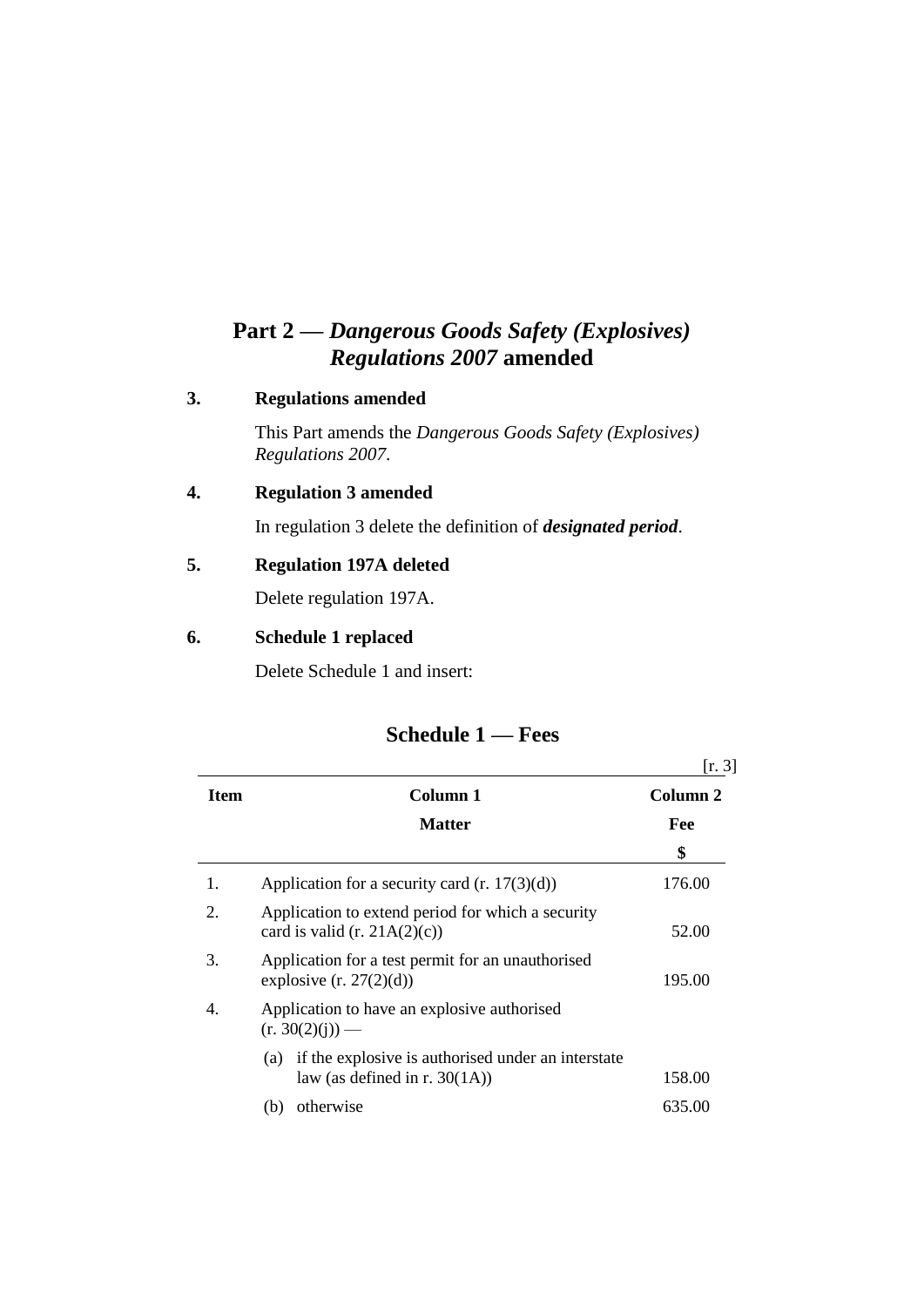# Part 2 — *Dangerous Goods Safety (Explosives) Regulations 2007* amended

## 3. Regulations amended

This Part amends the *Dangerous Goods Safety (Explosives) Regulations 2007*.

## 4. Regulation 3 amended

In regulation 3 delete the definition of ***designated period***.

## 5. Regulation 197A deleted

Delete regulation 197A.

## 6. Schedule 1 replaced

Delete Schedule 1 and insert:

## Schedule 1 — Fees

[r. 3]

| Item | Column 1<br>Matter | Column 2<br>Fee<br>$ |
|---|---|---|
| 1. | Application for a security card (r. 17(3)(d)) | 176.00 |
| 2. | Application to extend period for which a security card is valid (r. 21A(2)(c)) | 52.00 |
| 3. | Application for a test permit for an unauthorised explosive (r. 27(2)(d)) | 195.00 |
| 4. | Application to have an explosive authorised (r. 30(2)(j)) — | |
| | (a) if the explosive is authorised under an interstate law (as defined in r. 30(1A)) | 158.00 |
| | (b) otherwise | 635.00 |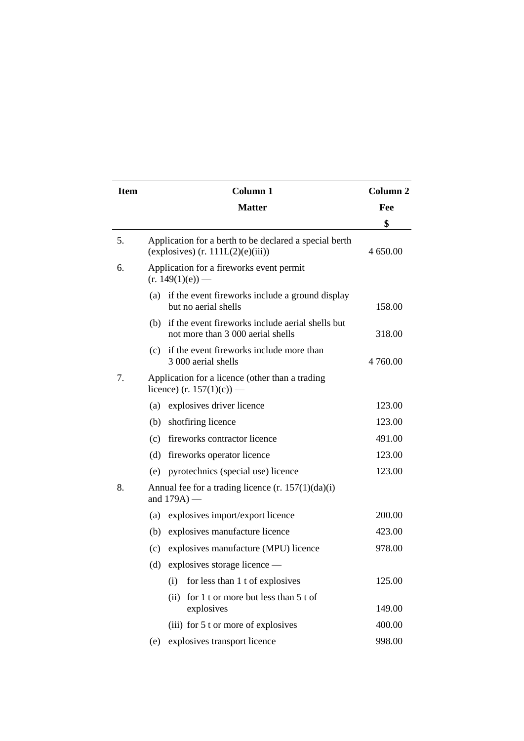| Item | Column 1<br>Matter | Column 2<br>Fee<br>$ |
|---|---|---|
| 5. | Application for a berth to be declared a special berth (explosives) (r. 111L(2)(e)(iii)) | 4 650.00 |
| 6. | Application for a fireworks event permit (r. 149(1)(e)) — | |
| | (a) if the event fireworks include a ground display but no aerial shells | 158.00 |
| | (b) if the event fireworks include aerial shells but not more than 3 000 aerial shells | 318.00 |
| | (c) if the event fireworks include more than 3 000 aerial shells | 4 760.00 |
| 7. | Application for a licence (other than a trading licence) (r. 157(1)(c)) — | |
| | (a) explosives driver licence | 123.00 |
| | (b) shotfiring licence | 123.00 |
| | (c) fireworks contractor licence | 491.00 |
| | (d) fireworks operator licence | 123.00 |
| | (e) pyrotechnics (special use) licence | 123.00 |
| 8. | Annual fee for a trading licence (r. 157(1)(da)(i) and 179A) — | |
| | (a) explosives import/export licence | 200.00 |
| | (b) explosives manufacture licence | 423.00 |
| | (c) explosives manufacture (MPU) licence | 978.00 |
| | (d) explosives storage licence — | |
| | (i) for less than 1 t of explosives | 125.00 |
| | (ii) for 1 t or more but less than 5 t of explosives | 149.00 |
| | (iii) for 5 t or more of explosives | 400.00 |
| | (e) explosives transport licence | 998.00 |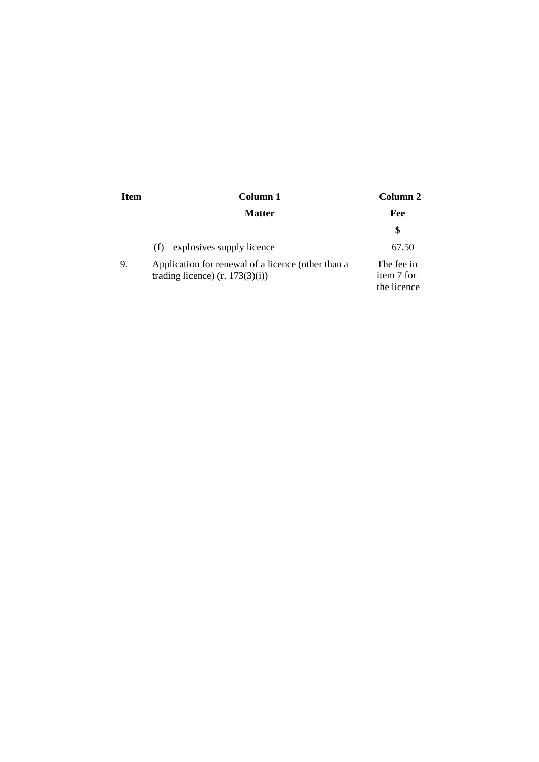| Item | Column 1<br>Matter | Column 2<br>Fee<br>$ |
|---|---|---|
| | (f) explosives supply licence | 67.50 |
| 9. | Application for renewal of a licence (other than a trading licence) (r. 173(3)(i)) | The fee in item 7 for the licence |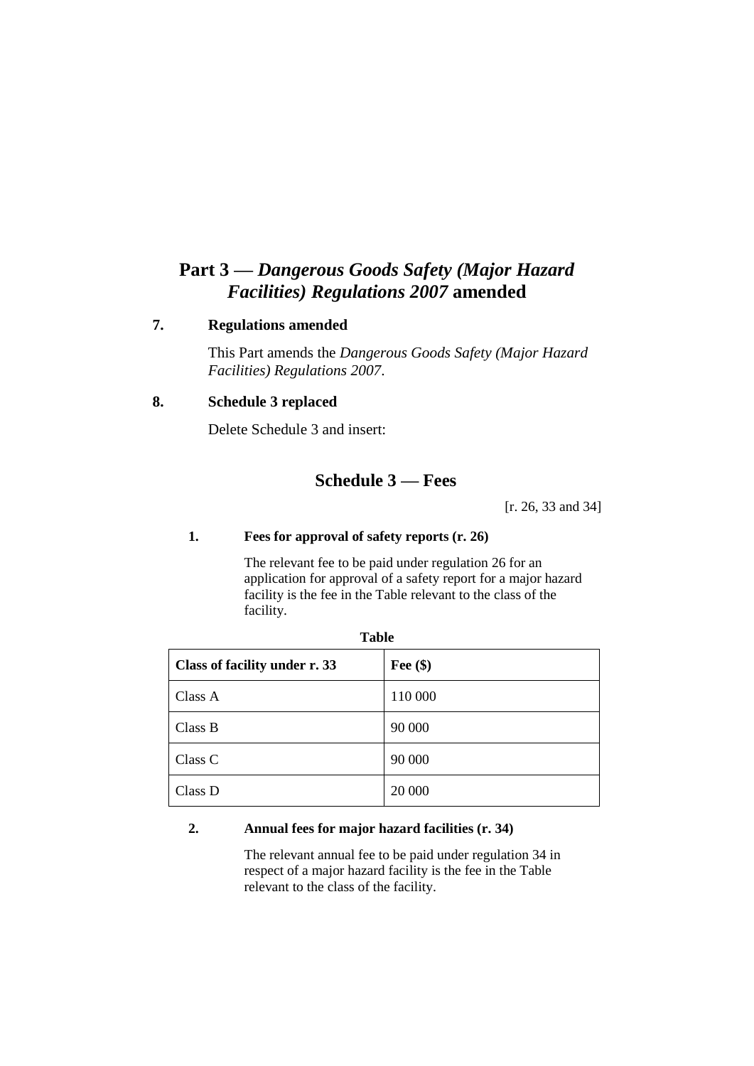# Part 3 — *Dangerous Goods Safety (Major Hazard Facilities) Regulations 2007* amended

## 7. Regulations amended

This Part amends the *Dangerous Goods Safety (Major Hazard Facilities) Regulations 2007*.

## 8. Schedule 3 replaced

Delete Schedule 3 and insert:

## Schedule 3 — Fees

[r. 26, 33 and 34]

### 1. Fees for approval of safety reports (r. 26)

The relevant fee to be paid under regulation 26 for an application for approval of a safety report for a major hazard facility is the fee in the Table relevant to the class of the facility.

**Table**

| Class of facility under r. 33 | Fee ($) |
|---|---|
| Class A | 110 000 |
| Class B | 90 000 |
| Class C | 90 000 |
| Class D | 20 000 |

### 2. Annual fees for major hazard facilities (r. 34)

The relevant annual fee to be paid under regulation 34 in respect of a major hazard facility is the fee in the Table relevant to the class of the facility.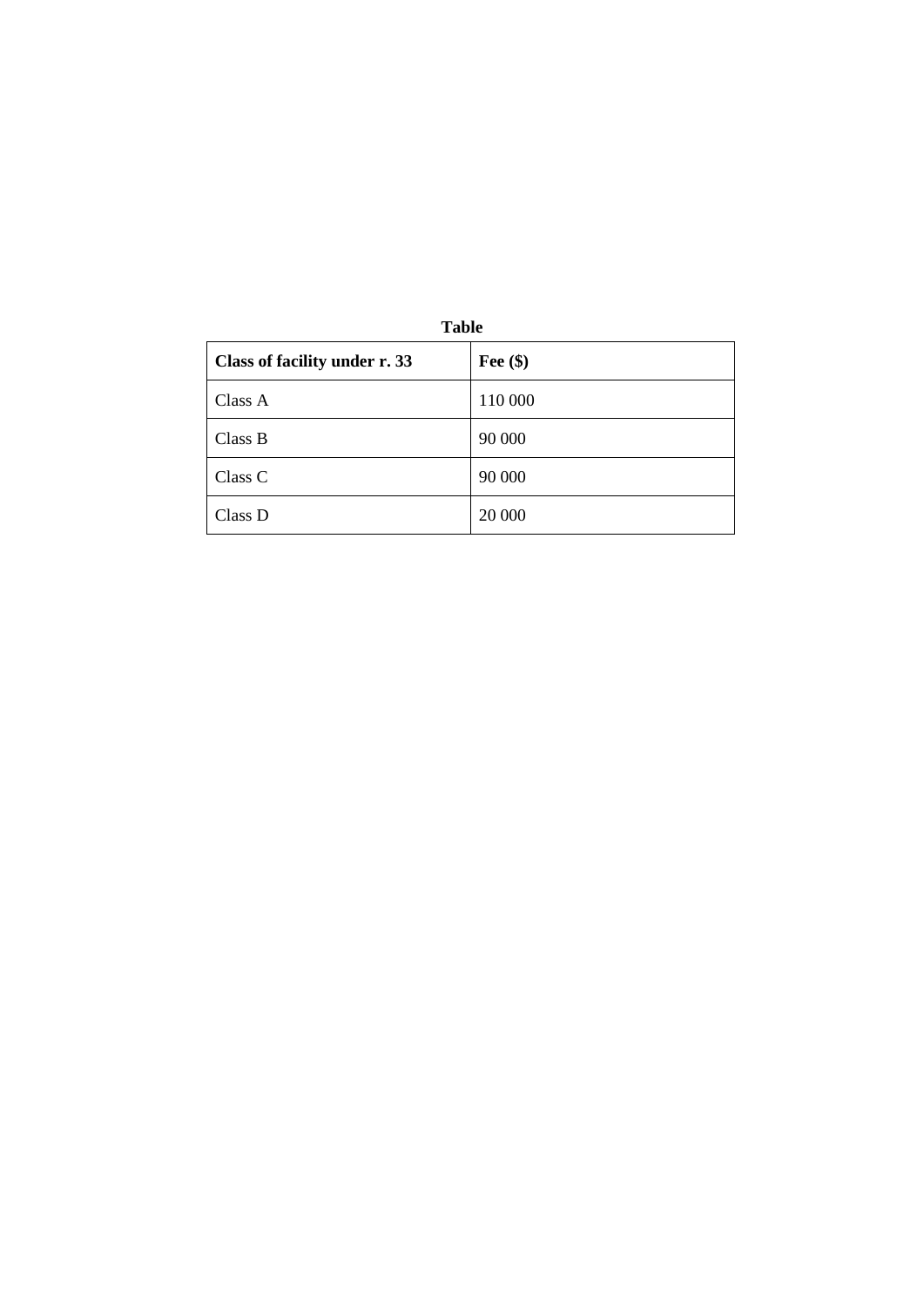**Table**

| **Class of facility under r. 33** | **Fee ($)** |
| --- | --- |
| Class A | 110 000 |
| Class B | 90 000 |
| Class C | 90 000 |
| Class D | 20 000 |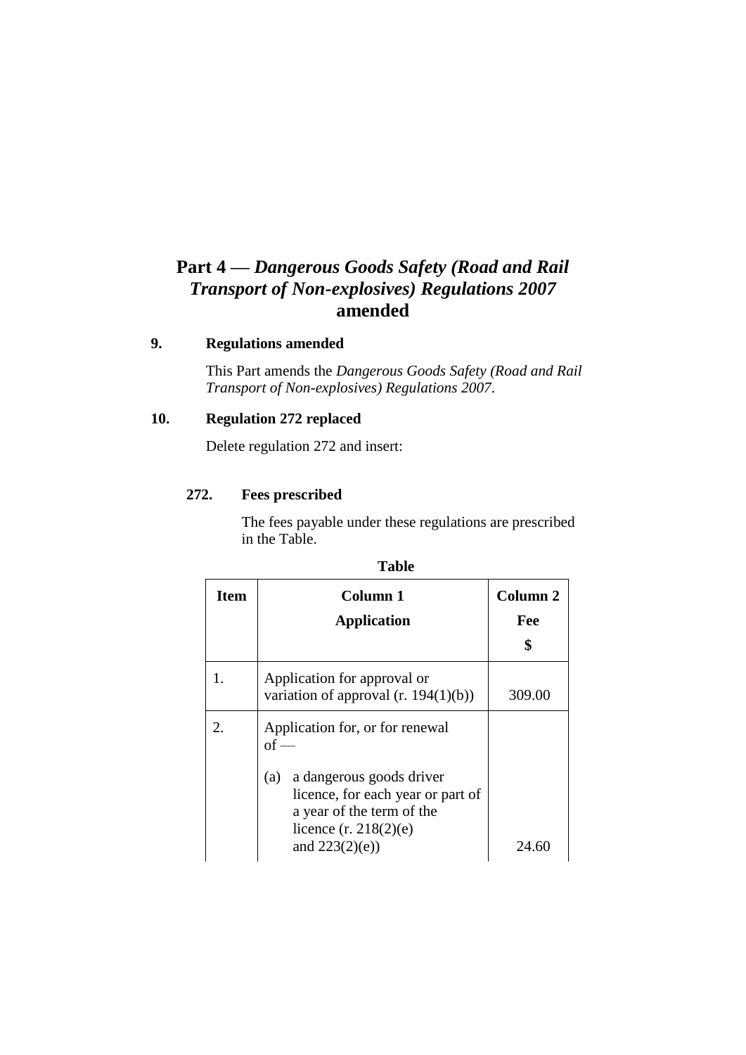# Part 4 — *Dangerous Goods Safety (Road and Rail Transport of Non-explosives) Regulations 2007* amended

### 9. Regulations amended

This Part amends the *Dangerous Goods Safety (Road and Rail Transport of Non-explosives) Regulations 2007*.

### 10. Regulation 272 replaced

Delete regulation 272 and insert:

#### 272. Fees prescribed

The fees payable under these regulations are prescribed in the Table.

**Table**

| Item | Column 1<br>Application | Column 2<br>Fee<br>$ |
|---|---|---|
| 1. | Application for approval or variation of approval (r. 194(1)(b)) | 309.00 |
| 2. | Application for, or for renewal of —<br>(a) a dangerous goods driver licence, for each year or part of a year of the term of the licence (r. 218(2)(e) and 223(2)(e)) | 24.60 |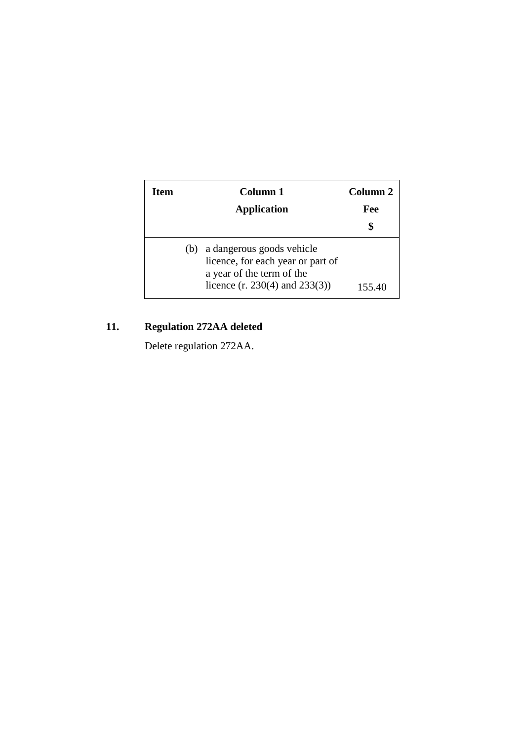| Item | Column 1 Application | Column 2 Fee $ |
|---|---|---|
| | (b) a dangerous goods vehicle licence, for each year or part of a year of the term of the licence (r. 230(4) and 233(3)) | 155.40 |

**11. Regulation 272AA deleted**

Delete regulation 272AA.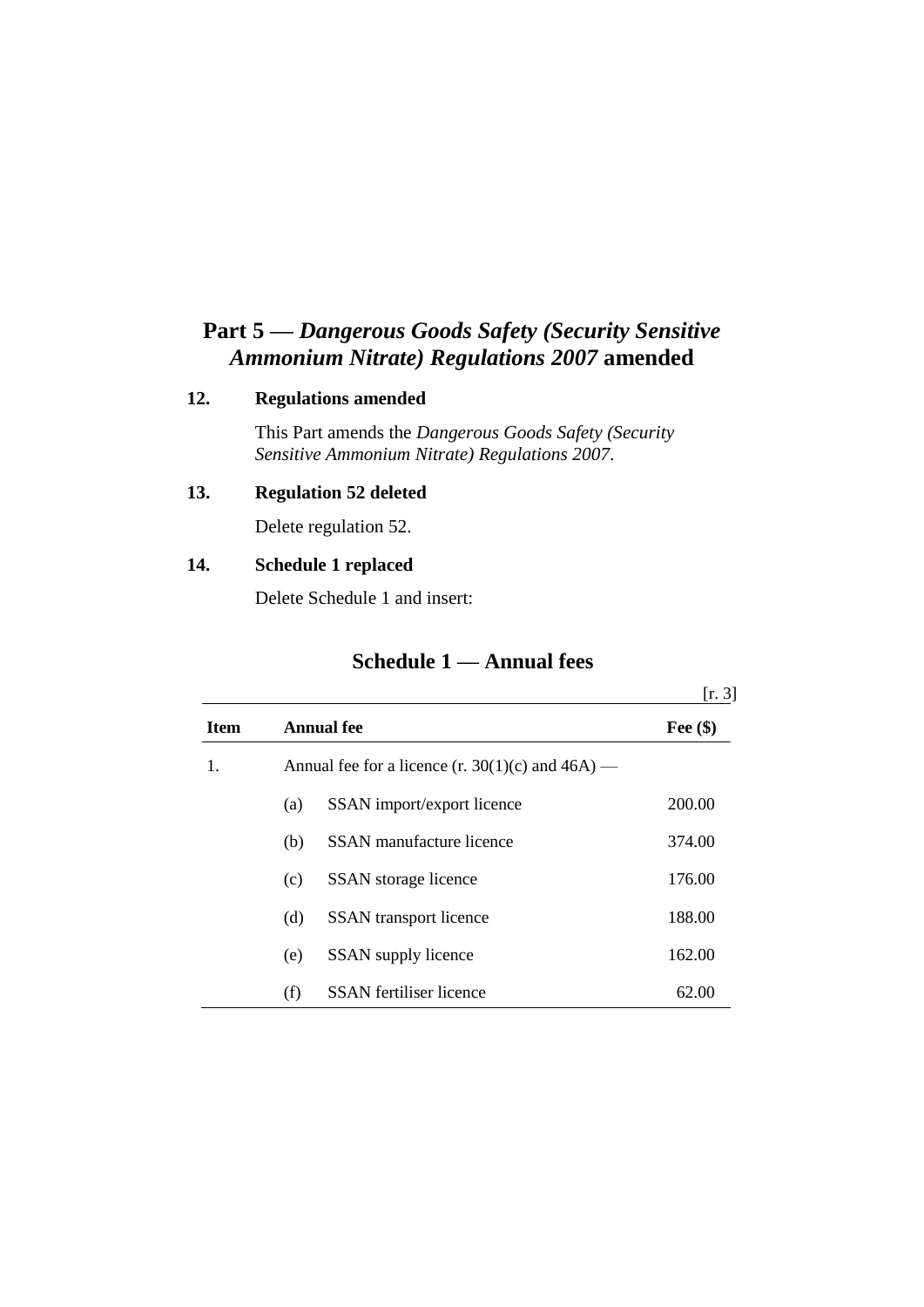# Part 5 — *Dangerous Goods Safety (Security Sensitive Ammonium Nitrate) Regulations 2007* amended

### 12. Regulations amended

This Part amends the *Dangerous Goods Safety (Security Sensitive Ammonium Nitrate) Regulations 2007*.

### 13. Regulation 52 deleted

Delete regulation 52.

### 14. Schedule 1 replaced

Delete Schedule 1 and insert:

## Schedule 1 — Annual fees

[r. 3]

| Item | Annual fee | | Fee ($) |
|---|---|---|---|
| 1. | Annual fee for a licence (r. 30(1)(c) and 46A) — | | |
| | (a) | SSAN import/export licence | 200.00 |
| | (b) | SSAN manufacture licence | 374.00 |
| | (c) | SSAN storage licence | 176.00 |
| | (d) | SSAN transport licence | 188.00 |
| | (e) | SSAN supply licence | 162.00 |
| | (f) | SSAN fertiliser licence | 62.00 |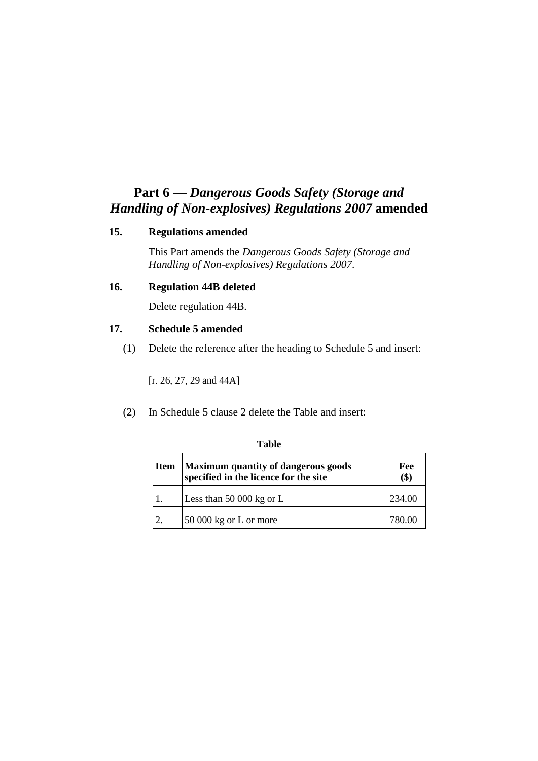# Part 6 — *Dangerous Goods Safety (Storage and Handling of Non-explosives) Regulations 2007* amended

## 15. Regulations amended

This Part amends the *Dangerous Goods Safety (Storage and Handling of Non-explosives) Regulations 2007*.

## 16. Regulation 44B deleted

Delete regulation 44B.

## 17. Schedule 5 amended

(1) Delete the reference after the heading to Schedule 5 and insert:

[r. 26, 27, 29 and 44A]

(2) In Schedule 5 clause 2 delete the Table and insert:

**Table**

| Item | Maximum quantity of dangerous goods specified in the licence for the site | Fee ($) |
|---|---|---|
| 1. | Less than 50 000 kg or L | 234.00 |
| 2. | 50 000 kg or L or more | 780.00 |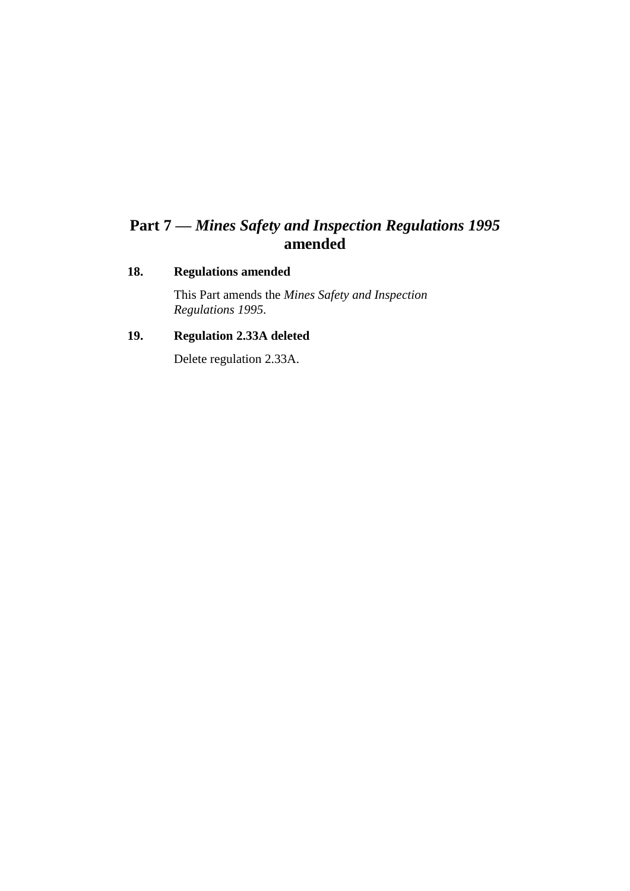## Part 7 — *Mines Safety and Inspection Regulations 1995* amended

### 18. Regulations amended

This Part amends the *Mines Safety and Inspection Regulations 1995*.

### 19. Regulation 2.33A deleted

Delete regulation 2.33A.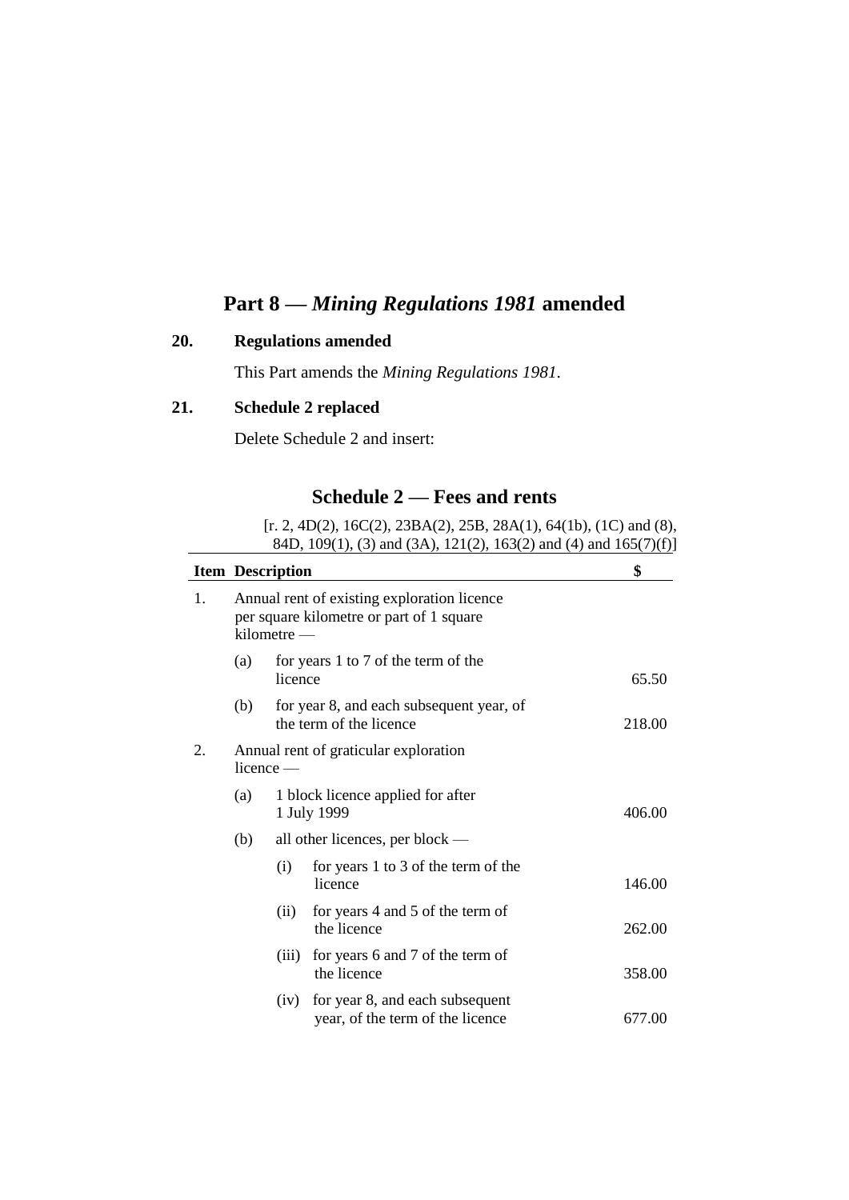# Part 8 — *Mining Regulations 1981* amended

### 20. Regulations amended

This Part amends the *Mining Regulations 1981*.

### 21. Schedule 2 replaced

Delete Schedule 2 and insert:

## Schedule 2 — Fees and rents

[r. 2, 4D(2), 16C(2), 23BA(2), 25B, 28A(1), 64(1b), (1C) and (8), 84D, 109(1), (3) and (3A), 121(2), 163(2) and (4) and 165(7)(f)]

| Item | Description | $ |
|---|---|---|
| 1. | Annual rent of existing exploration licence per square kilometre or part of 1 square kilometre — | |
| | (a) for years 1 to 7 of the term of the licence | 65.50 |
| | (b) for year 8, and each subsequent year, of the term of the licence | 218.00 |
| 2. | Annual rent of graticular exploration licence — | |
| | (a) 1 block licence applied for after 1 July 1999 | 406.00 |
| | (b) all other licences, per block — | |
| | (i) for years 1 to 3 of the term of the licence | 146.00 |
| | (ii) for years 4 and 5 of the term of the licence | 262.00 |
| | (iii) for years 6 and 7 of the term of the licence | 358.00 |
| | (iv) for year 8, and each subsequent year, of the term of the licence | 677.00 |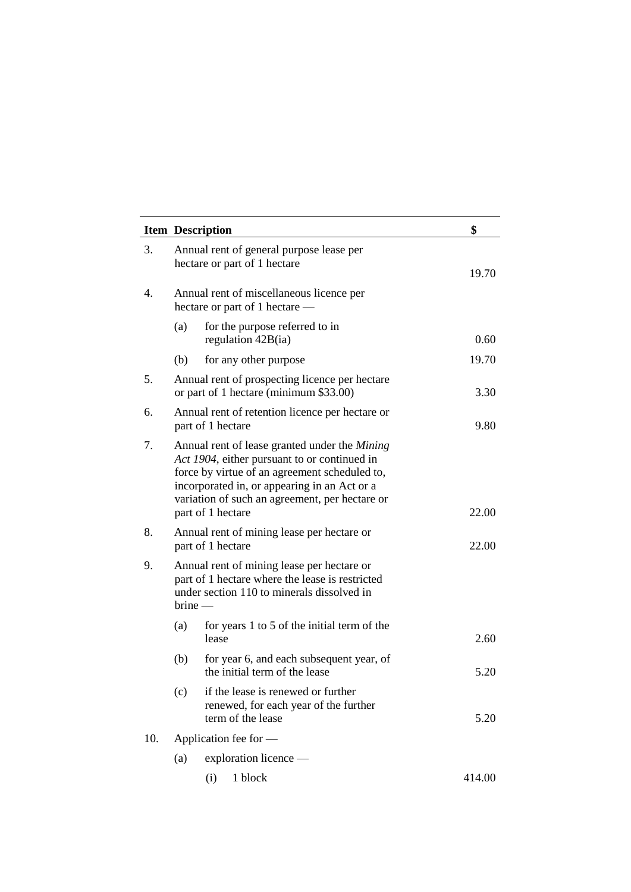| Item | Description | $ |
|---|---|---|
| 3. | Annual rent of general purpose lease per hectare or part of 1 hectare | 19.70 |
| 4. | Annual rent of miscellaneous licence per hectare or part of 1 hectare — | |
| | (a) for the purpose referred to in regulation 42B(ia) | 0.60 |
| | (b) for any other purpose | 19.70 |
| 5. | Annual rent of prospecting licence per hectare or part of 1 hectare (minimum $33.00) | 3.30 |
| 6. | Annual rent of retention licence per hectare or part of 1 hectare | 9.80 |
| 7. | Annual rent of lease granted under the *Mining Act 1904*, either pursuant to or continued in force by virtue of an agreement scheduled to, incorporated in, or appearing in an Act or a variation of such an agreement, per hectare or part of 1 hectare | 22.00 |
| 8. | Annual rent of mining lease per hectare or part of 1 hectare | 22.00 |
| 9. | Annual rent of mining lease per hectare or part of 1 hectare where the lease is restricted under section 110 to minerals dissolved in brine — | |
| | (a) for years 1 to 5 of the initial term of the lease | 2.60 |
| | (b) for year 6, and each subsequent year, of the initial term of the lease | 5.20 |
| | (c) if the lease is renewed or further renewed, for each year of the further term of the lease | 5.20 |
| 10. | Application fee for — | |
| | (a) exploration licence — | |
| | (i) 1 block | 414.00 |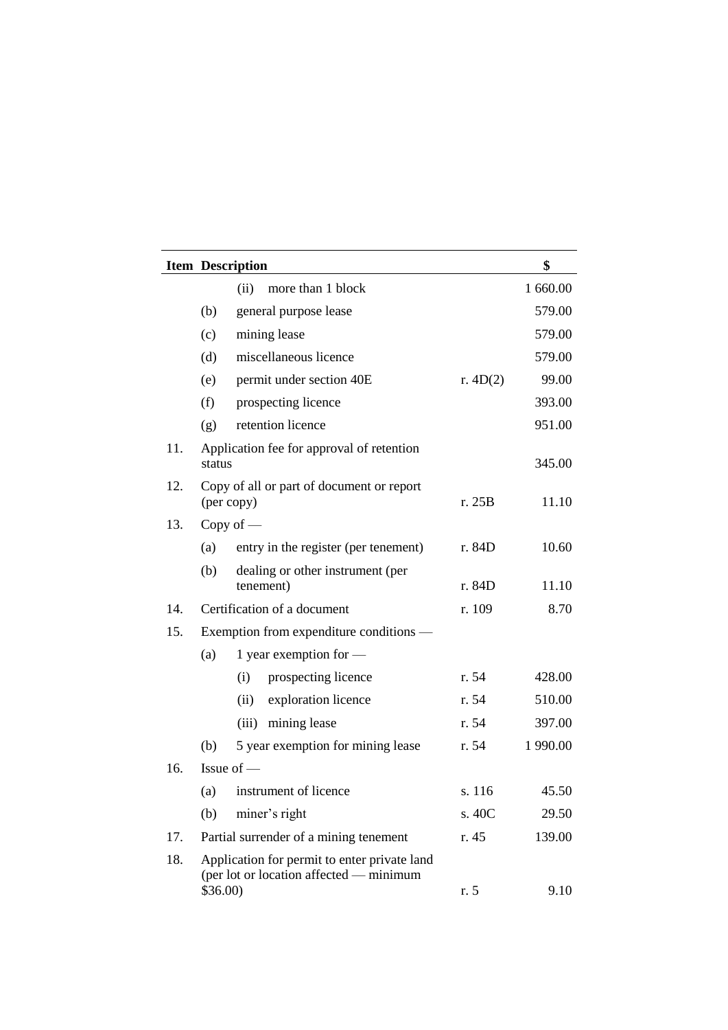| Item | Description | | $ |
|---|---|---|---|
| | (ii) more than 1 block | | 1 660.00 |
| | (b) general purpose lease | | 579.00 |
| | (c) mining lease | | 579.00 |
| | (d) miscellaneous licence | | 579.00 |
| | (e) permit under section 40E | r. 4D(2) | 99.00 |
| | (f) prospecting licence | | 393.00 |
| | (g) retention licence | | 951.00 |
| 11. | Application fee for approval of retention status | | 345.00 |
| 12. | Copy of all or part of document or report (per copy) | r. 25B | 11.10 |
| 13. | Copy of — | | |
| | (a) entry in the register (per tenement) | r. 84D | 10.60 |
| | (b) dealing or other instrument (per tenement) | r. 84D | 11.10 |
| 14. | Certification of a document | r. 109 | 8.70 |
| 15. | Exemption from expenditure conditions — | | |
| | (a) 1 year exemption for — | | |
| | (i) prospecting licence | r. 54 | 428.00 |
| | (ii) exploration licence | r. 54 | 510.00 |
| | (iii) mining lease | r. 54 | 397.00 |
| | (b) 5 year exemption for mining lease | r. 54 | 1 990.00 |
| 16. | Issue of — | | |
| | (a) instrument of licence | s. 116 | 45.50 |
| | (b) miner's right | s. 40C | 29.50 |
| 17. | Partial surrender of a mining tenement | r. 45 | 139.00 |
| 18. | Application for permit to enter private land (per lot or location affected — minimum $36.00) | r. 5 | 9.10 |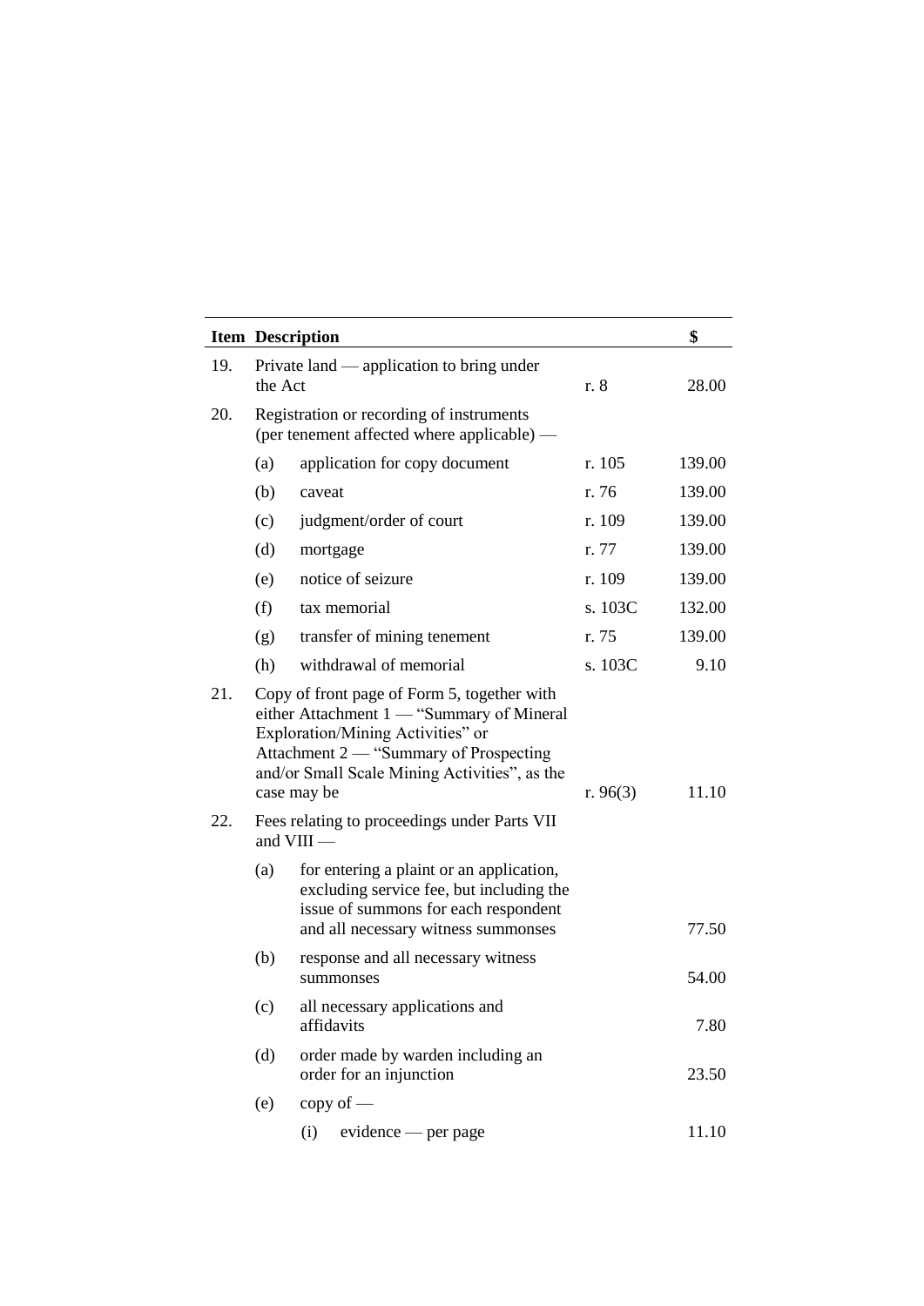| Item | Description | | $ |
|---|---|---|---|
| 19. | Private land — application to bring under the Act | r. 8 | 28.00 |
| 20. | Registration or recording of instruments (per tenement affected where applicable) — | | |
| | (a) application for copy document | r. 105 | 139.00 |
| | (b) caveat | r. 76 | 139.00 |
| | (c) judgment/order of court | r. 109 | 139.00 |
| | (d) mortgage | r. 77 | 139.00 |
| | (e) notice of seizure | r. 109 | 139.00 |
| | (f) tax memorial | s. 103C | 132.00 |
| | (g) transfer of mining tenement | r. 75 | 139.00 |
| | (h) withdrawal of memorial | s. 103C | 9.10 |
| 21. | Copy of front page of Form 5, together with either Attachment 1 — "Summary of Mineral Exploration/Mining Activities" or Attachment 2 — "Summary of Prospecting and/or Small Scale Mining Activities", as the case may be | r. 96(3) | 11.10 |
| 22. | Fees relating to proceedings under Parts VII and VIII — | | |
| | (a) for entering a plaint or an application, excluding service fee, but including the issue of summons for each respondent and all necessary witness summonses | | 77.50 |
| | (b) response and all necessary witness summonses | | 54.00 |
| | (c) all necessary applications and affidavits | | 7.80 |
| | (d) order made by warden including an order for an injunction | | 23.50 |
| | (e) copy of — | | |
| | (i) evidence — per page | | 11.10 |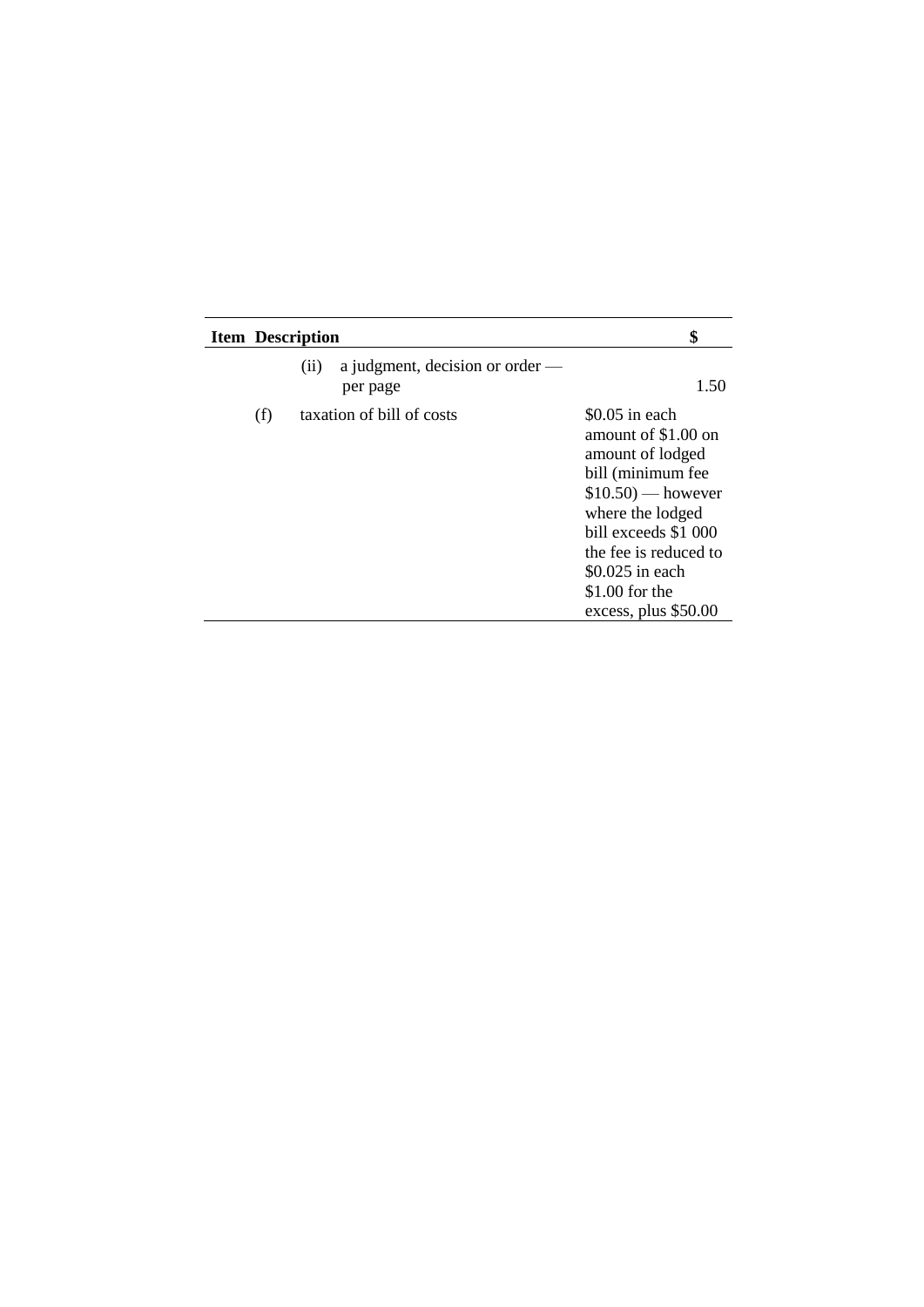| Item | Description | $ |
|---|---|---|
| | (ii) a judgment, decision or order — per page | 1.50 |
| (f) | taxation of bill of costs | $0.05 in each amount of $1.00 on amount of lodged bill (minimum fee $10.50) — however where the lodged bill exceeds $1 000 the fee is reduced to $0.025 in each $1.00 for the excess, plus $50.00 |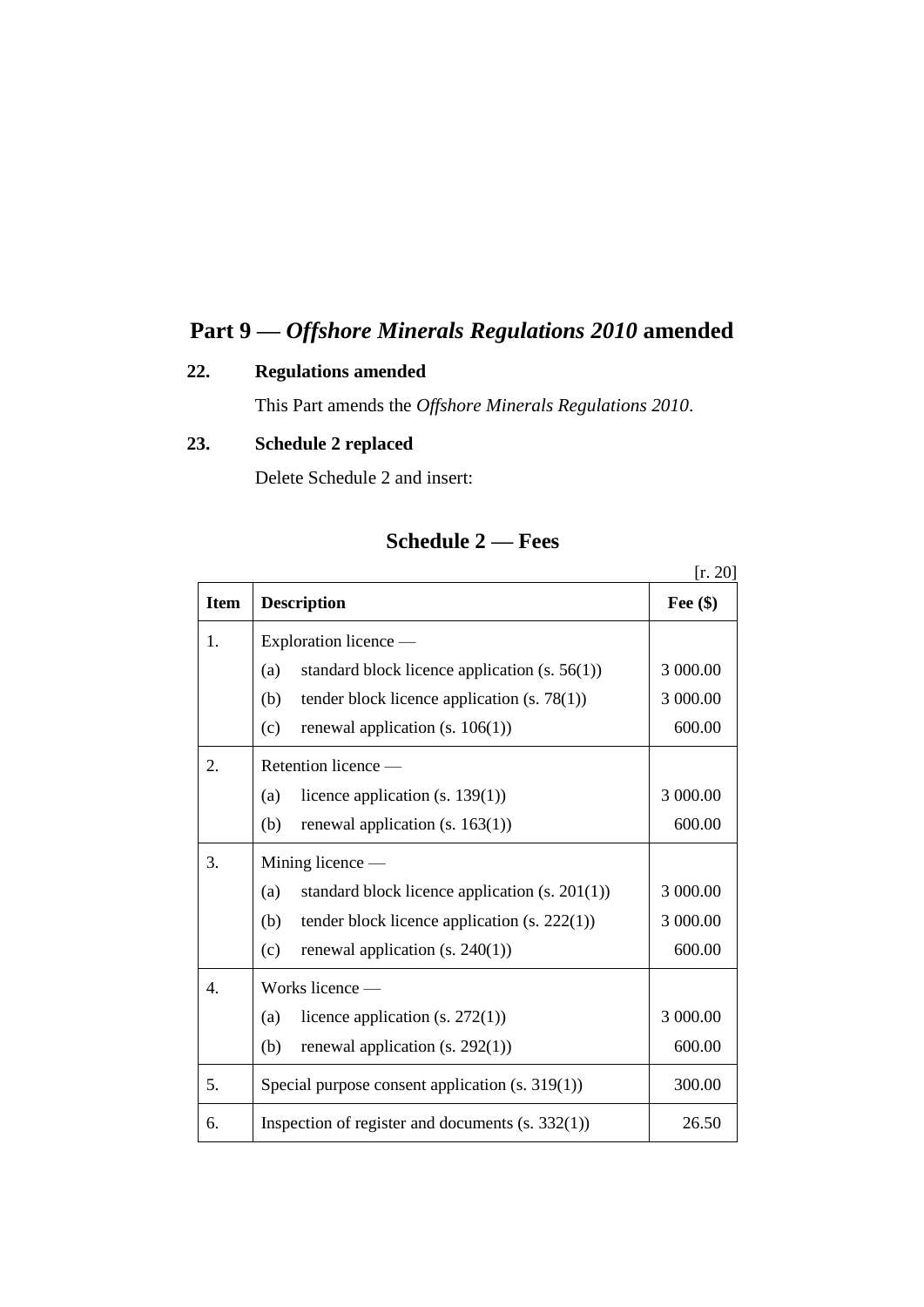# Part 9 — *Offshore Minerals Regulations 2010* amended

### 22. Regulations amended

This Part amends the *Offshore Minerals Regulations 2010*.

### 23. Schedule 2 replaced

Delete Schedule 2 and insert:

## Schedule 2 — Fees

[r. 20]

| Item | Description | Fee ($) |
|---|---|---|
| 1. | Exploration licence — | |
| | (a) standard block licence application (s. 56(1)) | 3 000.00 |
| | (b) tender block licence application (s. 78(1)) | 3 000.00 |
| | (c) renewal application (s. 106(1)) | 600.00 |
| 2. | Retention licence — | |
| | (a) licence application (s. 139(1)) | 3 000.00 |
| | (b) renewal application (s. 163(1)) | 600.00 |
| 3. | Mining licence — | |
| | (a) standard block licence application (s. 201(1)) | 3 000.00 |
| | (b) tender block licence application (s. 222(1)) | 3 000.00 |
| | (c) renewal application (s. 240(1)) | 600.00 |
| 4. | Works licence — | |
| | (a) licence application (s. 272(1)) | 3 000.00 |
| | (b) renewal application (s. 292(1)) | 600.00 |
| 5. | Special purpose consent application (s. 319(1)) | 300.00 |
| 6. | Inspection of register and documents (s. 332(1)) | 26.50 |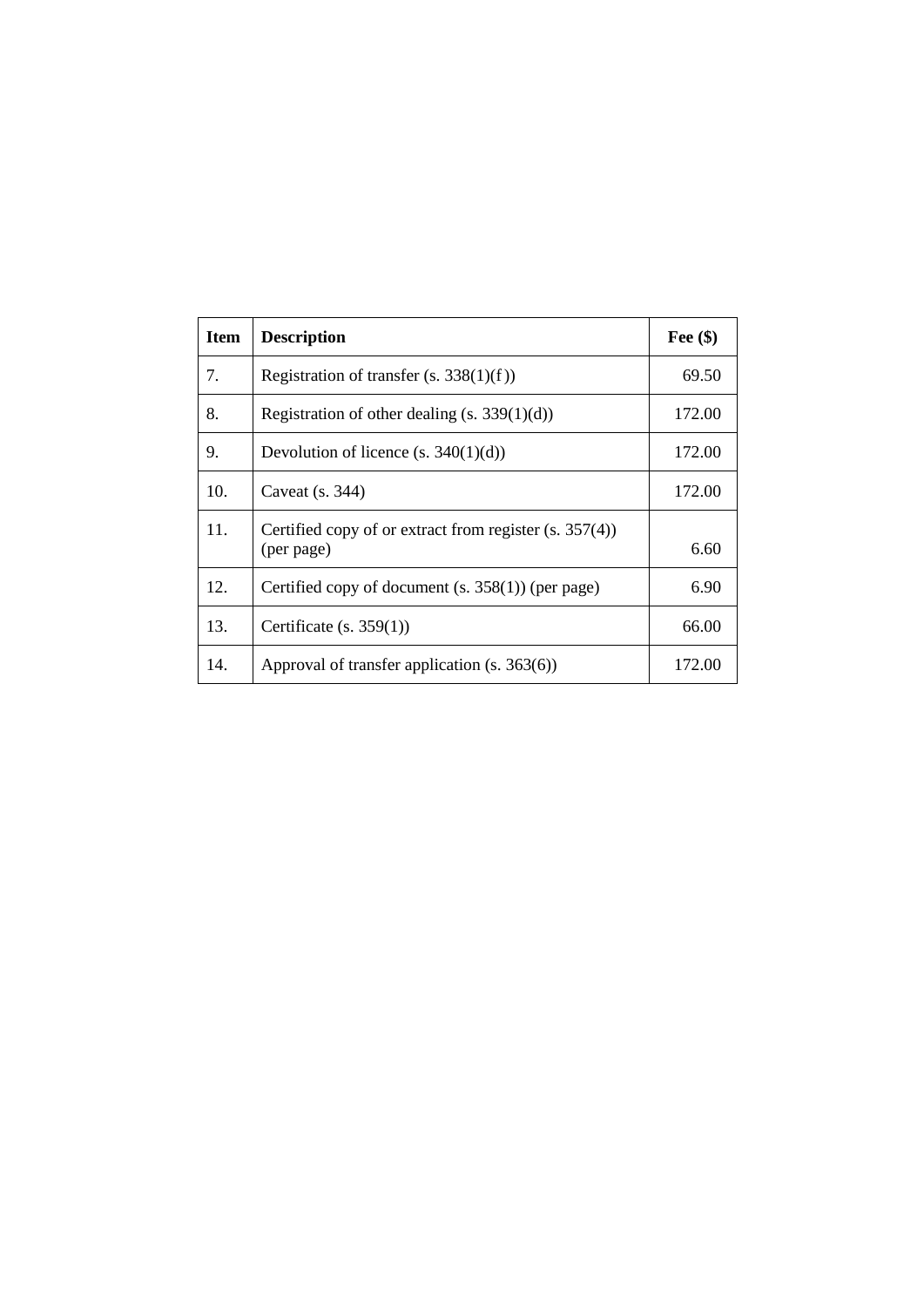| Item | Description | Fee ($) |
|---|---|---|
| 7. | Registration of transfer (s. 338(1)(f)) | 69.50 |
| 8. | Registration of other dealing (s. 339(1)(d)) | 172.00 |
| 9. | Devolution of licence (s. 340(1)(d)) | 172.00 |
| 10. | Caveat (s. 344) | 172.00 |
| 11. | Certified copy of or extract from register (s. 357(4)) (per page) | 6.60 |
| 12. | Certified copy of document (s. 358(1)) (per page) | 6.90 |
| 13. | Certificate (s. 359(1)) | 66.00 |
| 14. | Approval of transfer application (s. 363(6)) | 172.00 |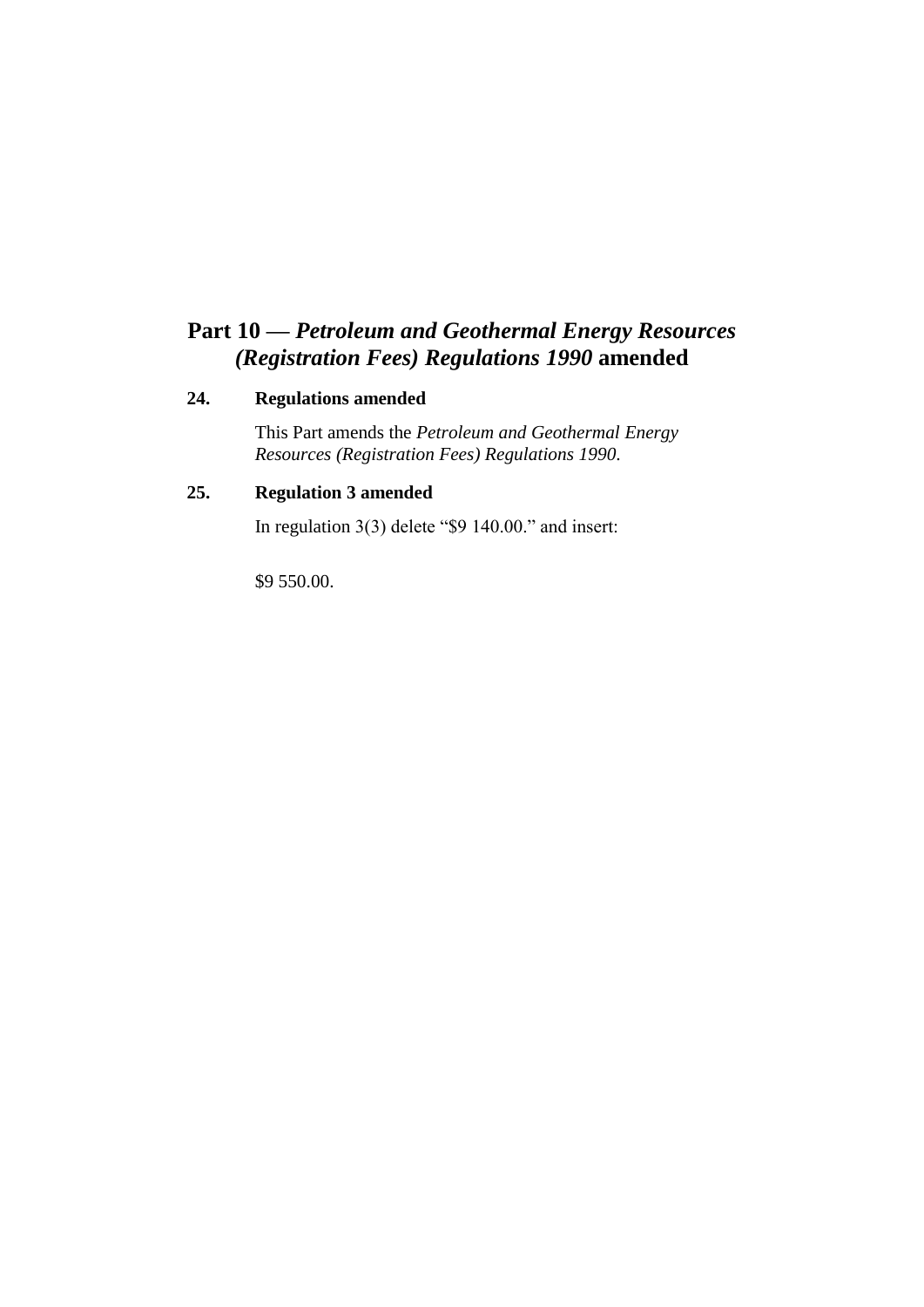# Part 10 — *Petroleum and Geothermal Energy Resources (Registration Fees) Regulations 1990* amended

### 24. Regulations amended

This Part amends the *Petroleum and Geothermal Energy Resources (Registration Fees) Regulations 1990*.

### 25. Regulation 3 amended

In regulation 3(3) delete "$9 140.00." and insert:

$9 550.00.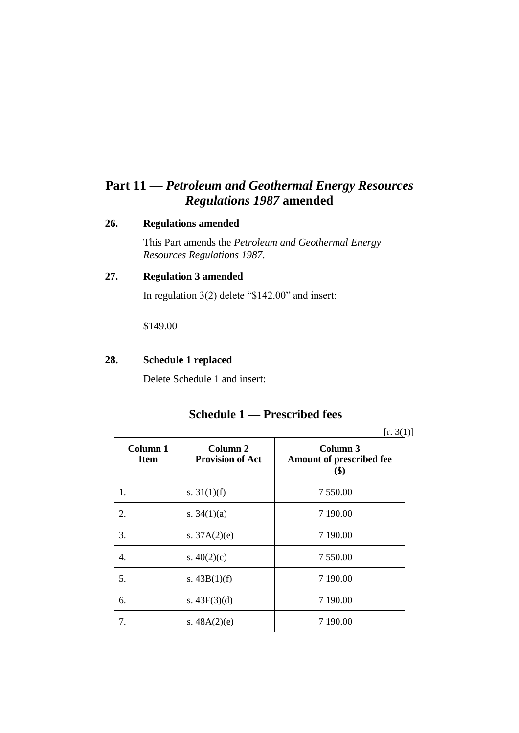# Part 11 — *Petroleum and Geothermal Energy Resources Regulations 1987* amended

### 26. Regulations amended

This Part amends the *Petroleum and Geothermal Energy Resources Regulations 1987*.

### 27. Regulation 3 amended

In regulation 3(2) delete "$142.00" and insert:

$149.00

### 28. Schedule 1 replaced

Delete Schedule 1 and insert:

## Schedule 1 — Prescribed fees

[r. 3(1)]

| Column 1 Item | Column 2 Provision of Act | Column 3 Amount of prescribed fee ($) |
|---|---|---|
| 1. | s. 31(1)(f) | 7 550.00 |
| 2. | s. 34(1)(a) | 7 190.00 |
| 3. | s. 37A(2)(e) | 7 190.00 |
| 4. | s. 40(2)(c) | 7 550.00 |
| 5. | s. 43B(1)(f) | 7 190.00 |
| 6. | s. 43F(3)(d) | 7 190.00 |
| 7. | s. 48A(2)(e) | 7 190.00 |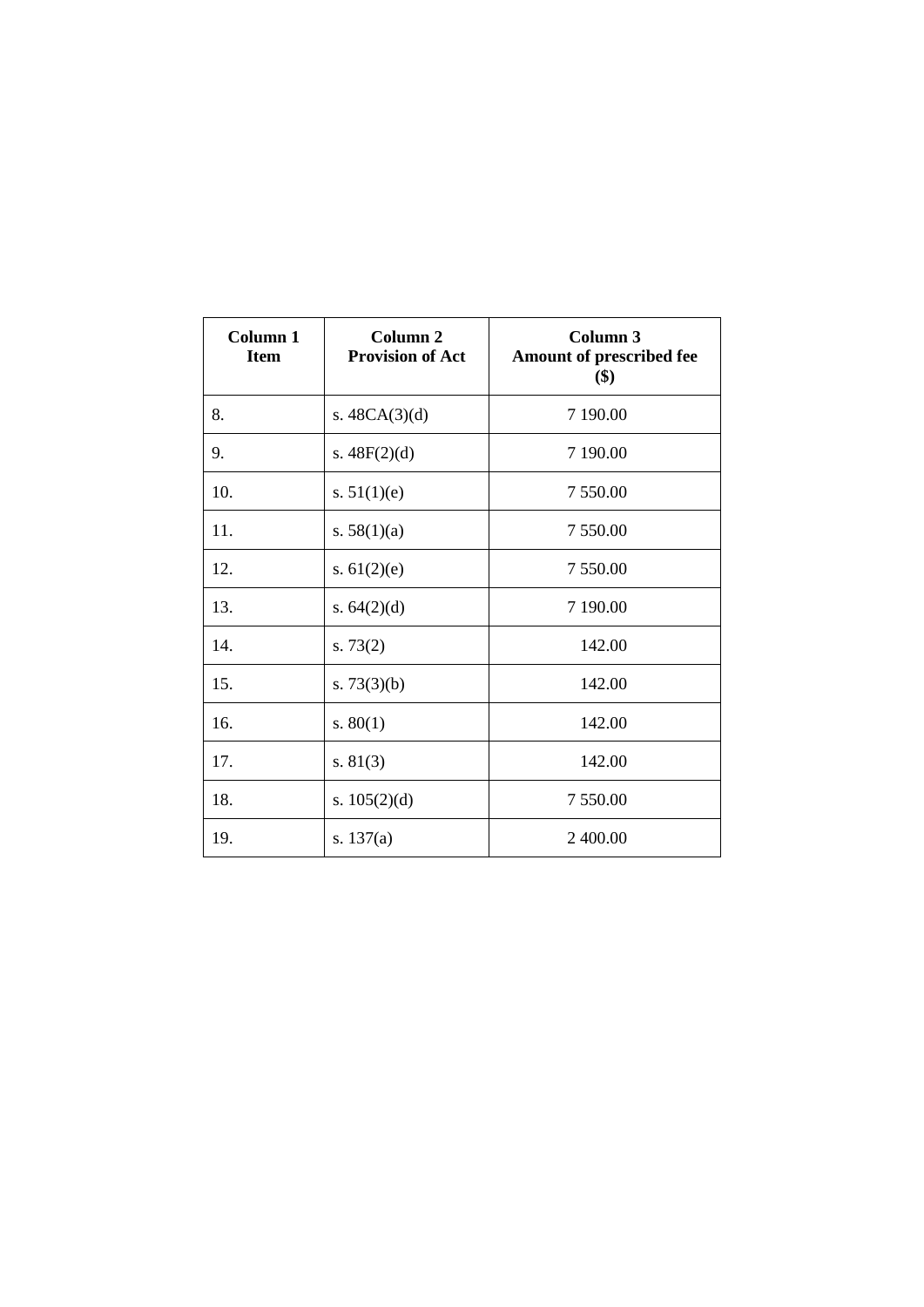| Column 1<br>Item | Column 2<br>Provision of Act | Column 3<br>Amount of prescribed fee ($) |
|---|---|---|
| 8. | s. 48CA(3)(d) | 7 190.00 |
| 9. | s. 48F(2)(d) | 7 190.00 |
| 10. | s. 51(1)(e) | 7 550.00 |
| 11. | s. 58(1)(a) | 7 550.00 |
| 12. | s. 61(2)(e) | 7 550.00 |
| 13. | s. 64(2)(d) | 7 190.00 |
| 14. | s. 73(2) | 142.00 |
| 15. | s. 73(3)(b) | 142.00 |
| 16. | s. 80(1) | 142.00 |
| 17. | s. 81(3) | 142.00 |
| 18. | s. 105(2)(d) | 7 550.00 |
| 19. | s. 137(a) | 2 400.00 |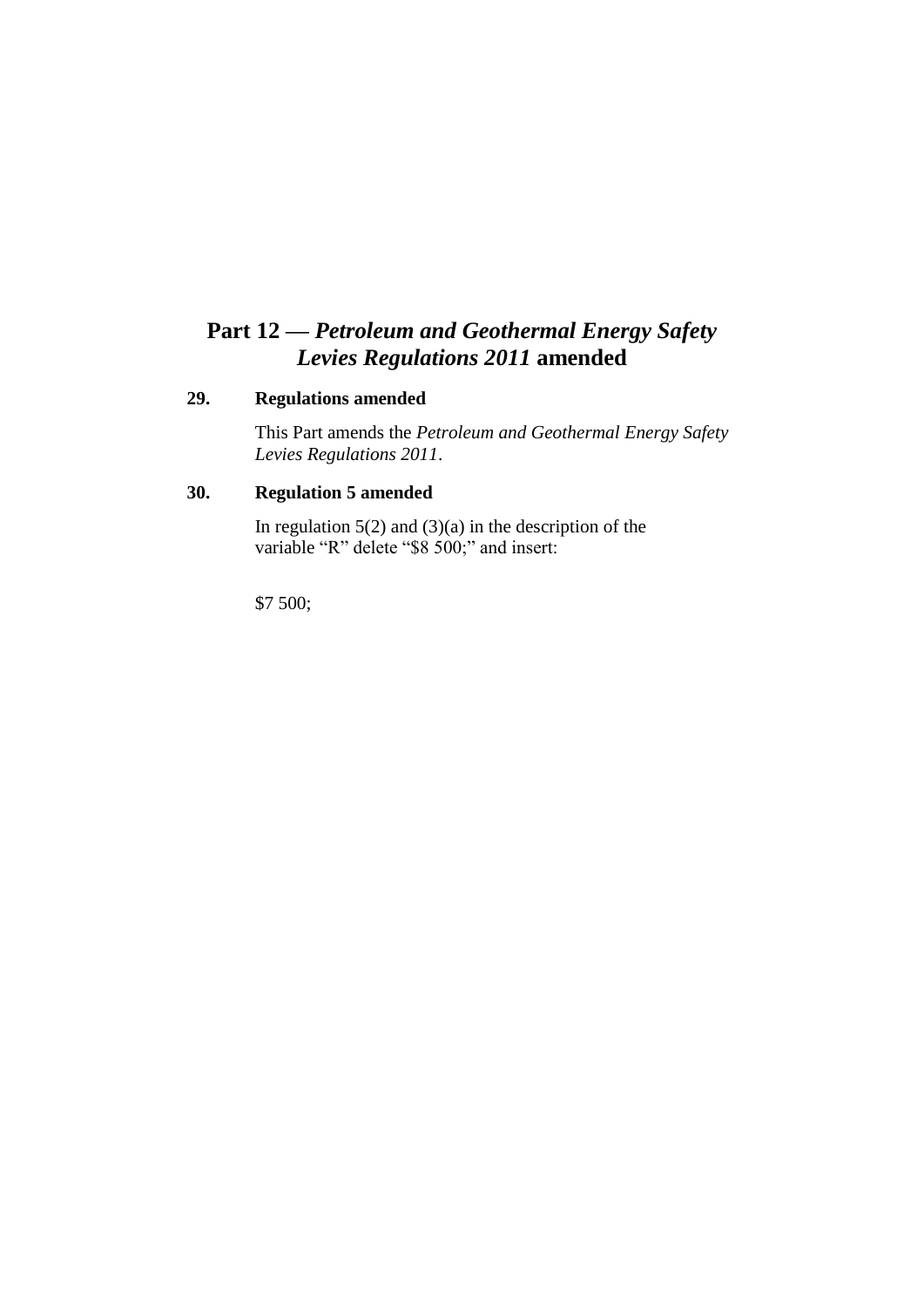# Part 12 — *Petroleum and Geothermal Energy Safety Levies Regulations 2011* amended

### 29. Regulations amended

This Part amends the *Petroleum and Geothermal Energy Safety Levies Regulations 2011*.

### 30. Regulation 5 amended

In regulation 5(2) and (3)(a) in the description of the variable "R" delete "$8 500;" and insert:

$7 500;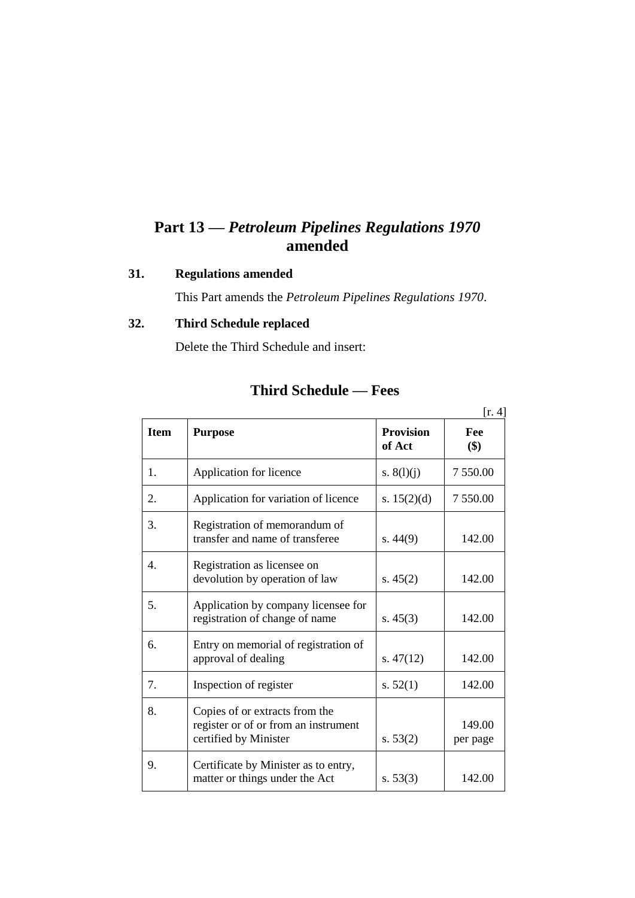# Part 13 — *Petroleum Pipelines Regulations 1970* amended

### 31. Regulations amended

This Part amends the *Petroleum Pipelines Regulations 1970*.

### 32. Third Schedule replaced

Delete the Third Schedule and insert:

## Third Schedule — Fees

[r. 4]

| Item | Purpose | Provision of Act | Fee ($) |
|---|---|---|---|
| 1. | Application for licence | s. 8(l)(j) | 7 550.00 |
| 2. | Application for variation of licence | s. 15(2)(d) | 7 550.00 |
| 3. | Registration of memorandum of transfer and name of transferee | s. 44(9) | 142.00 |
| 4. | Registration as licensee on devolution by operation of law | s. 45(2) | 142.00 |
| 5. | Application by company licensee for registration of change of name | s. 45(3) | 142.00 |
| 6. | Entry on memorial of registration of approval of dealing | s. 47(12) | 142.00 |
| 7. | Inspection of register | s. 52(1) | 142.00 |
| 8. | Copies of or extracts from the register or of or from an instrument certified by Minister | s. 53(2) | 149.00 per page |
| 9. | Certificate by Minister as to entry, matter or things under the Act | s. 53(3) | 142.00 |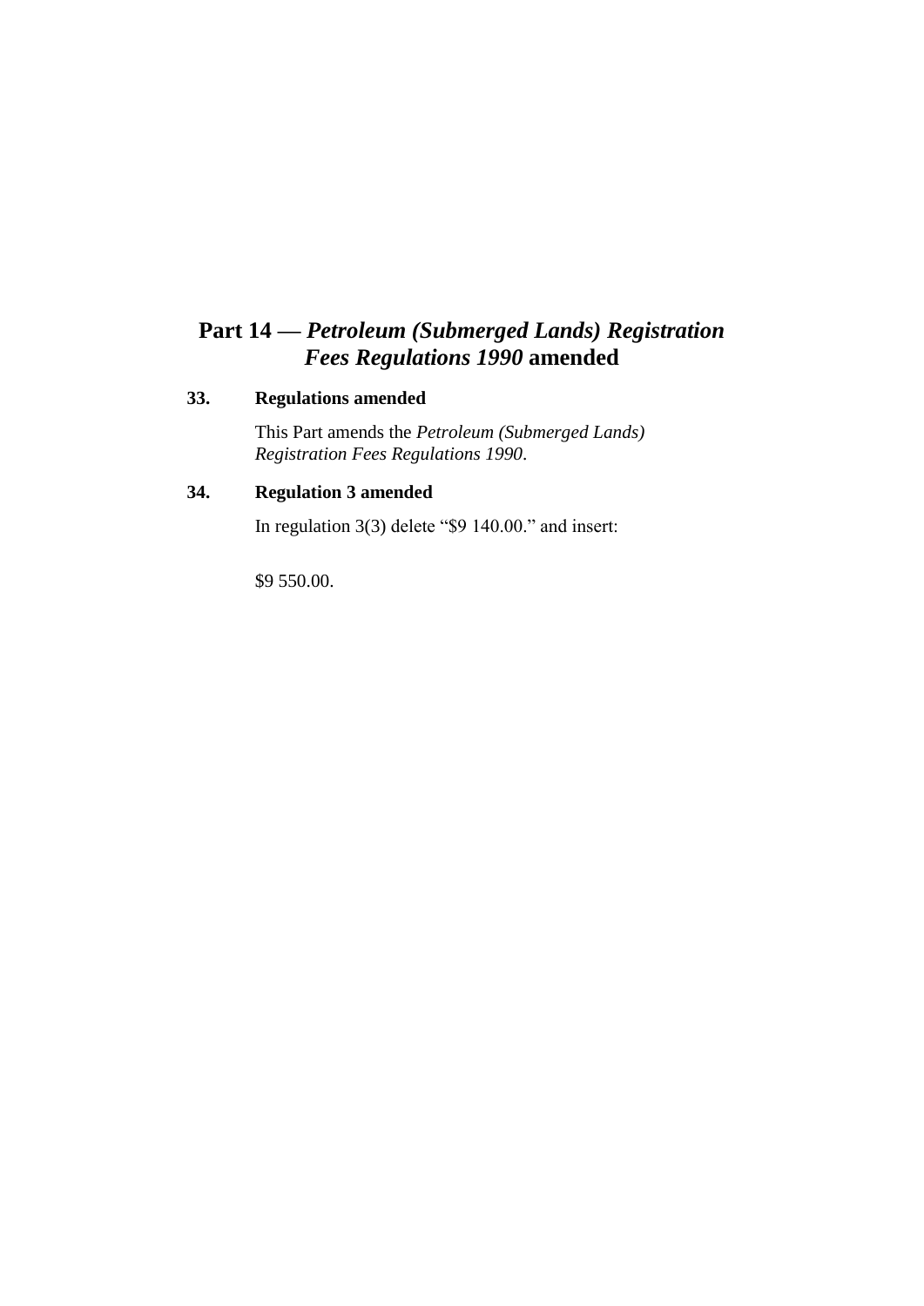# Part 14 — *Petroleum (Submerged Lands) Registration Fees Regulations 1990* amended

### 33. Regulations amended

This Part amends the *Petroleum (Submerged Lands) Registration Fees Regulations 1990*.

### 34. Regulation 3 amended

In regulation 3(3) delete "$9 140.00." and insert:

$9 550.00.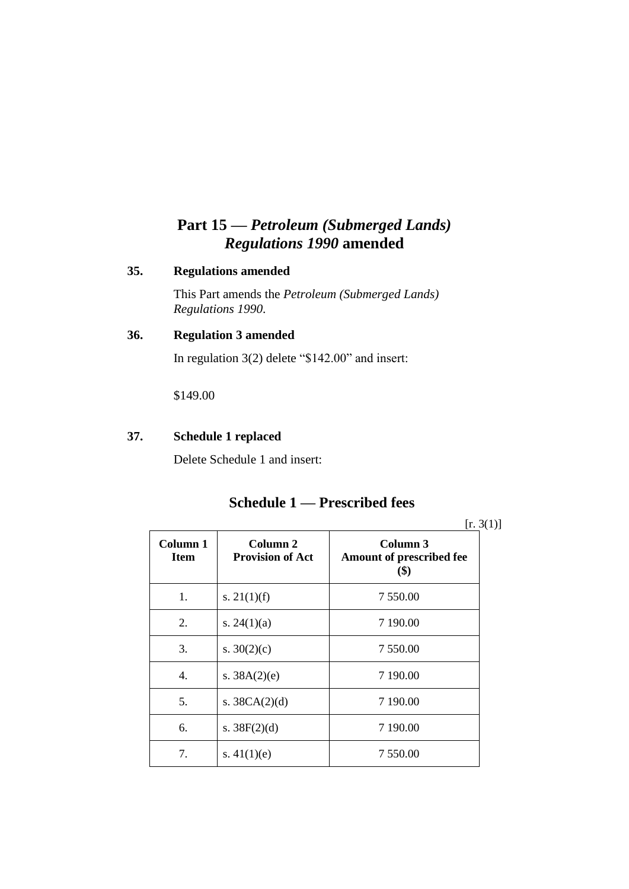# Part 15 — *Petroleum (Submerged Lands) Regulations 1990* amended

## 35. Regulations amended

This Part amends the *Petroleum (Submerged Lands) Regulations 1990*.

## 36. Regulation 3 amended

In regulation 3(2) delete "$142.00" and insert:

$149.00

## 37. Schedule 1 replaced

Delete Schedule 1 and insert:

## Schedule 1 — Prescribed fees

[r. 3(1)]

| Column 1<br>Item | Column 2<br>Provision of Act | Column 3<br>Amount of prescribed fee<br>($) |
|---|---|---|
| 1. | s. 21(1)(f) | 7 550.00 |
| 2. | s. 24(1)(a) | 7 190.00 |
| 3. | s. 30(2)(c) | 7 550.00 |
| 4. | s. 38A(2)(e) | 7 190.00 |
| 5. | s. 38CA(2)(d) | 7 190.00 |
| 6. | s. 38F(2)(d) | 7 190.00 |
| 7. | s. 41(1)(e) | 7 550.00 |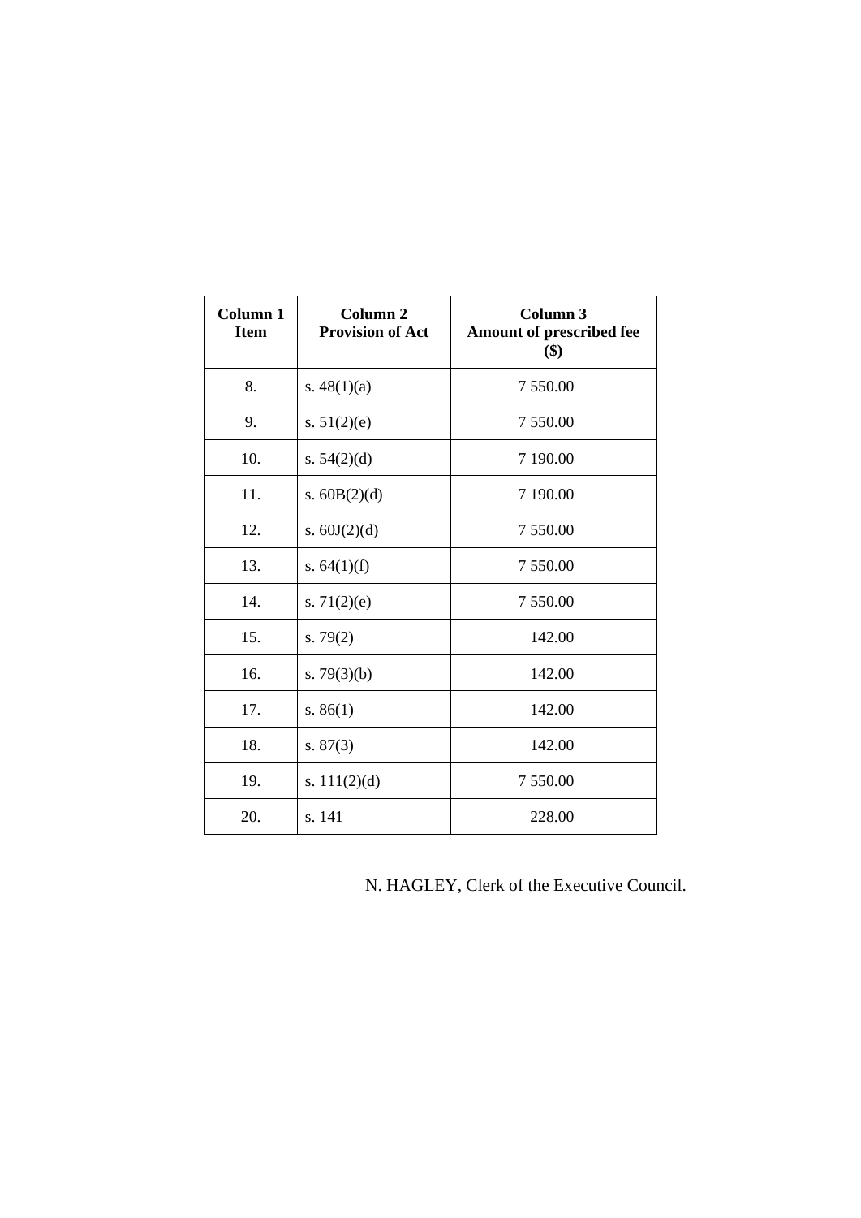| Column 1 Item | Column 2 Provision of Act | Column 3 Amount of prescribed fee ($) |
|---|---|---|
| 8. | s. 48(1)(a) | 7 550.00 |
| 9. | s. 51(2)(e) | 7 550.00 |
| 10. | s. 54(2)(d) | 7 190.00 |
| 11. | s. 60B(2)(d) | 7 190.00 |
| 12. | s. 60J(2)(d) | 7 550.00 |
| 13. | s. 64(1)(f) | 7 550.00 |
| 14. | s. 71(2)(e) | 7 550.00 |
| 15. | s. 79(2) | 142.00 |
| 16. | s. 79(3)(b) | 142.00 |
| 17. | s. 86(1) | 142.00 |
| 18. | s. 87(3) | 142.00 |
| 19. | s. 111(2)(d) | 7 550.00 |
| 20. | s. 141 | 228.00 |

N. HAGLEY, Clerk of the Executive Council.